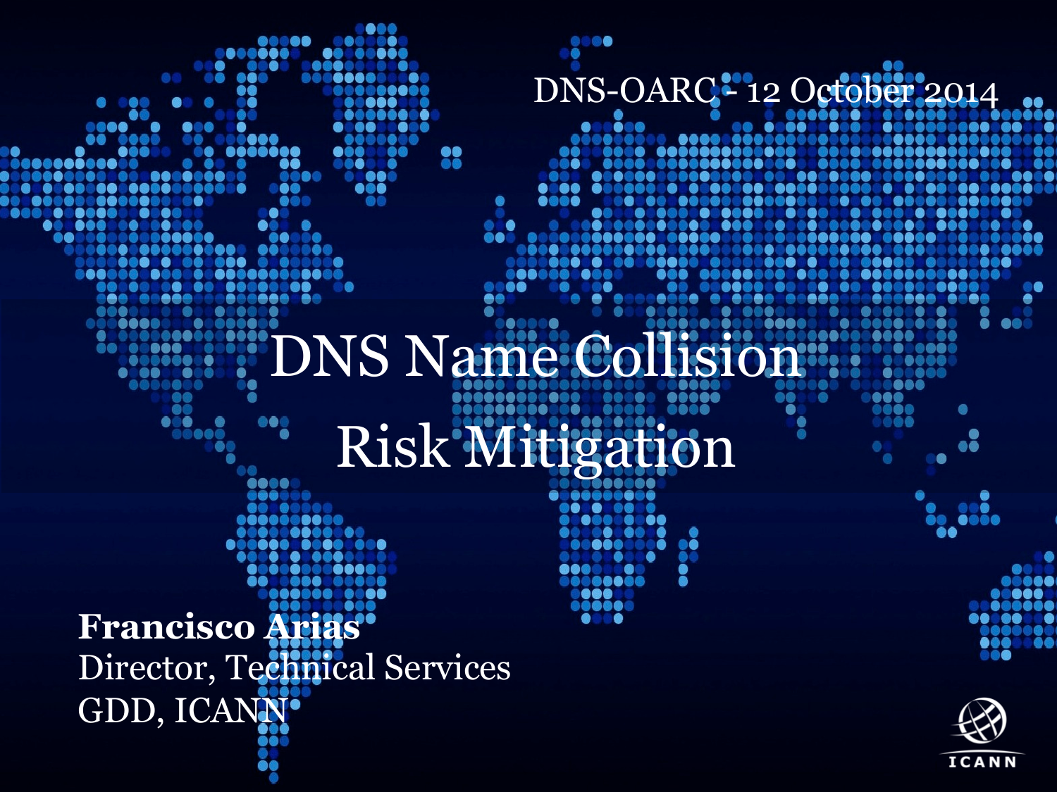DNS-OARC - 12 October 2014

# DNS Name Collision Risk Mitigation

**Francisco Arias**
Director, Technical Services
GDD, ICANN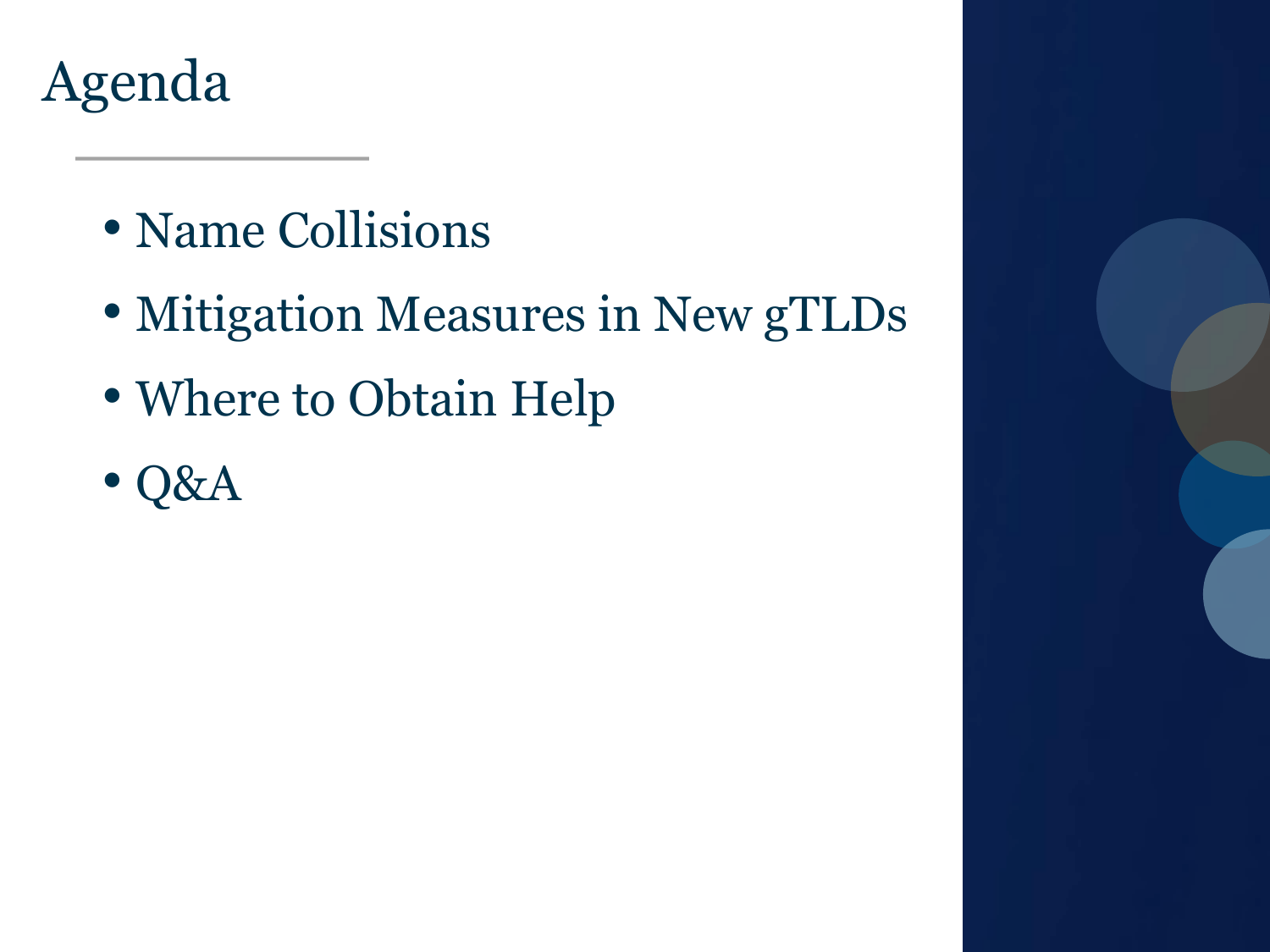# Agenda

- Name Collisions
- Mitigation Measures in New gTLDs
- Where to Obtain Help
- Q&A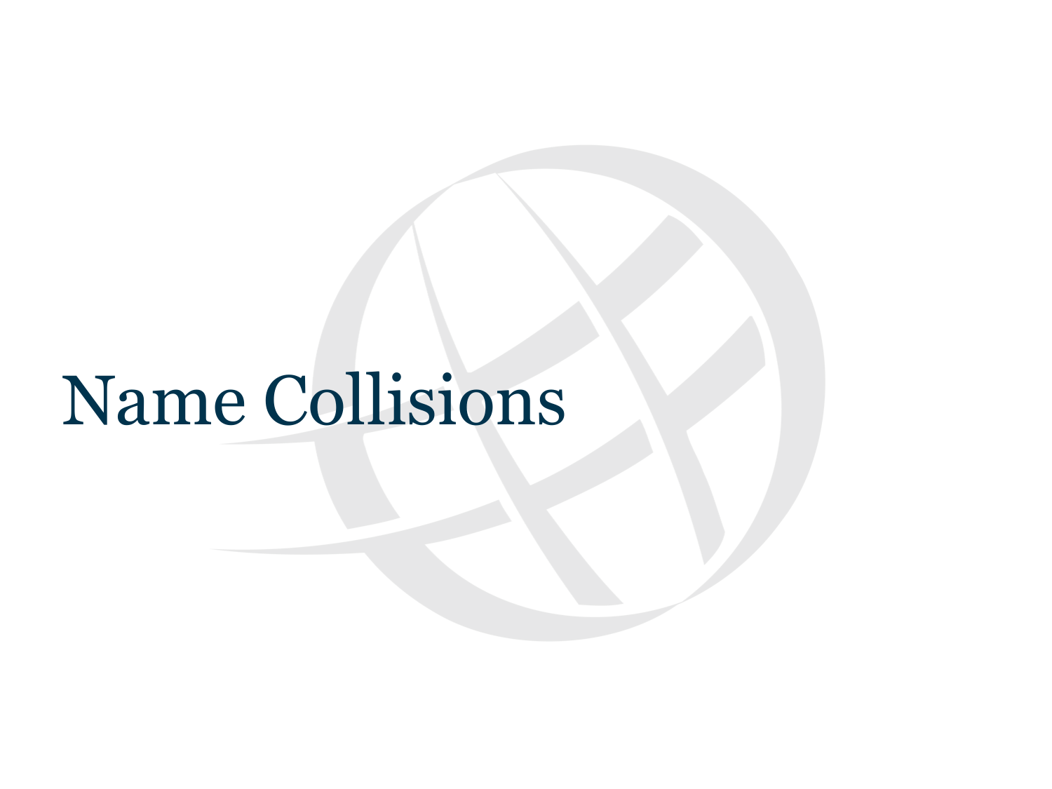# Name Collisions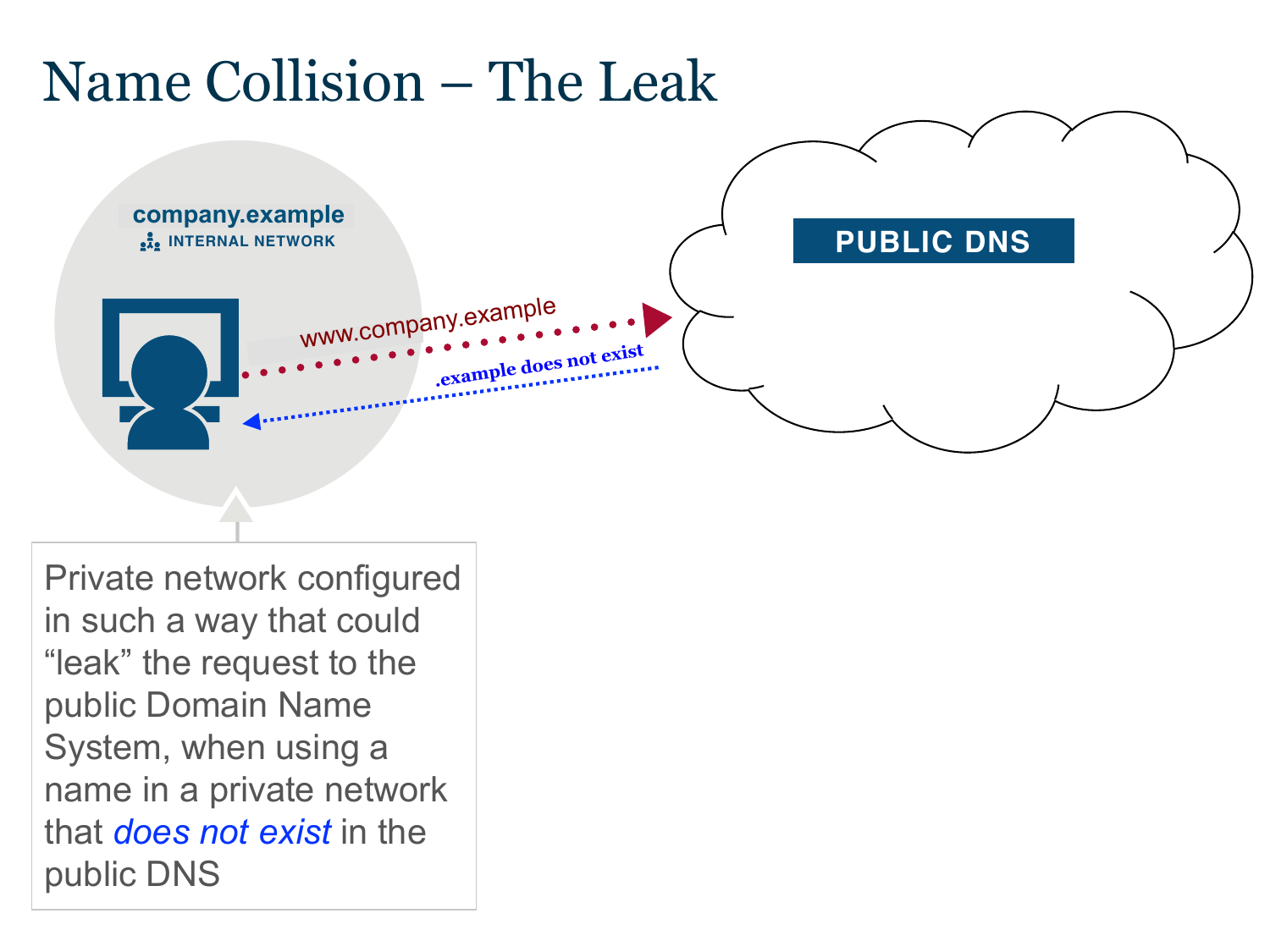# Name Collision – The Leak

company.example

INTERNAL NETWORK

PUBLIC DNS

www.company.example

.example does not exist

Private network configured in such a way that could "leak" the request to the public Domain Name System, when using a name in a private network that *does not exist* in the public DNS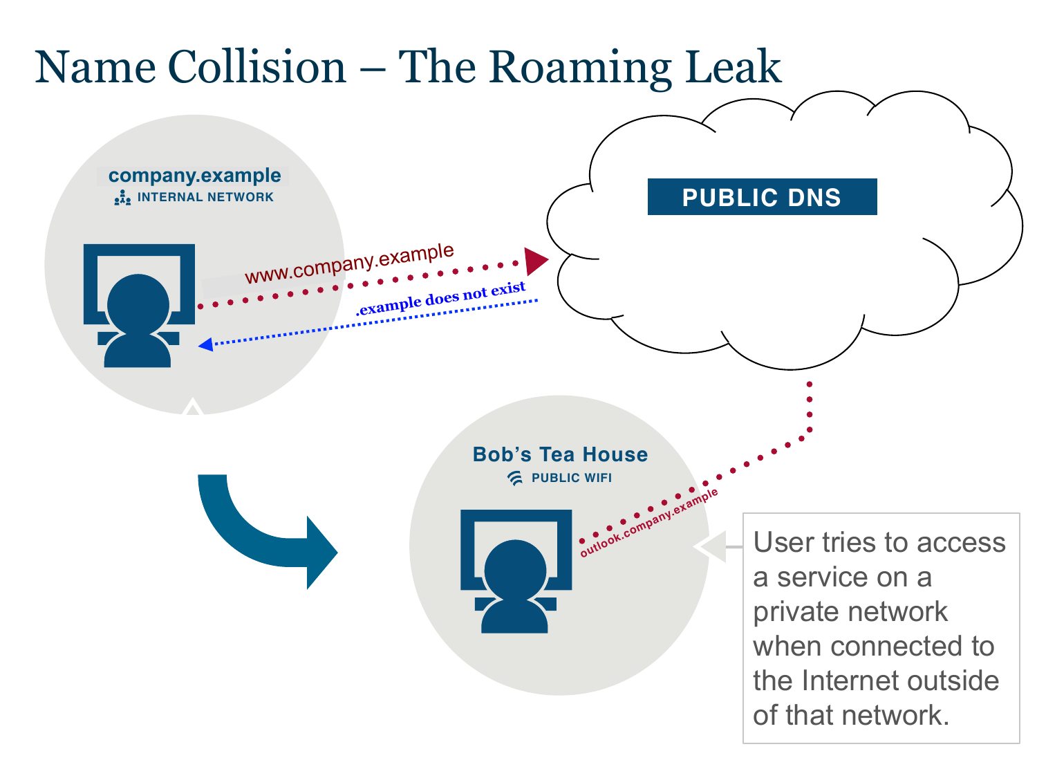# Name Collision – The Roaming Leak

**company.example**
INTERNAL NETWORK

www.company.example

.example does not exist

**PUBLIC DNS**

**Bob's Tea House**
PUBLIC WIFI

outlook.company.example

User tries to access a service on a private network when connected to the Internet outside of that network.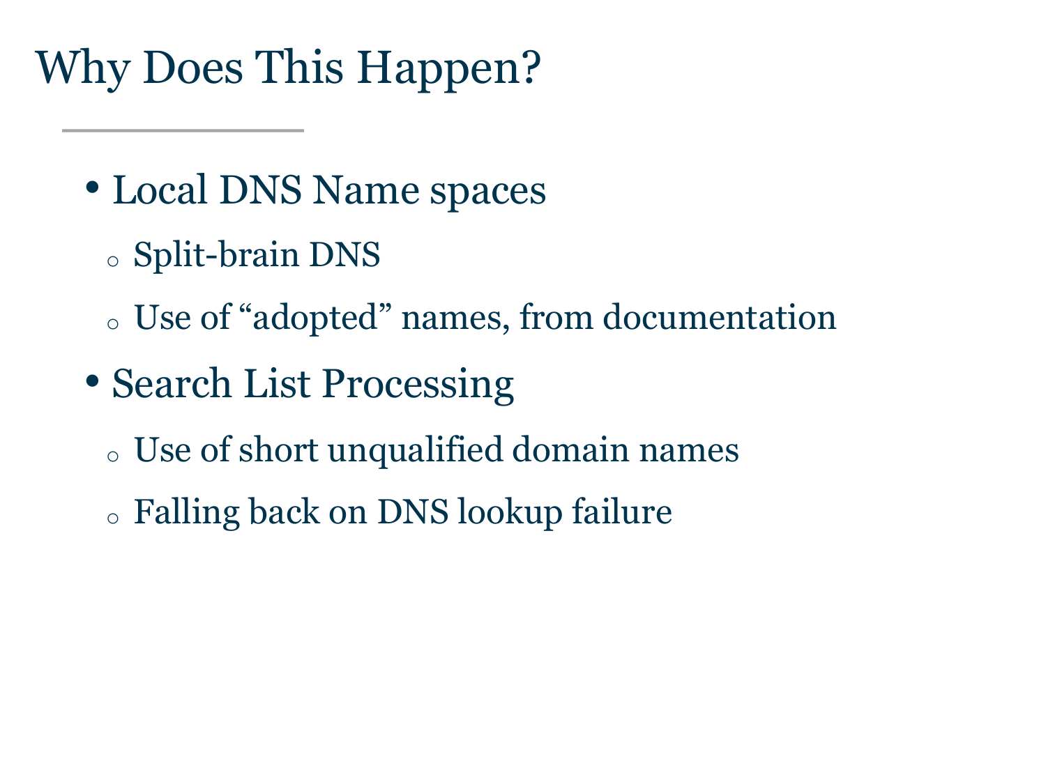# Why Does This Happen?

- Local DNS Name spaces
  - Split-brain DNS
  - Use of “adopted” names, from documentation
- Search List Processing
  - Use of short unqualified domain names
  - Falling back on DNS lookup failure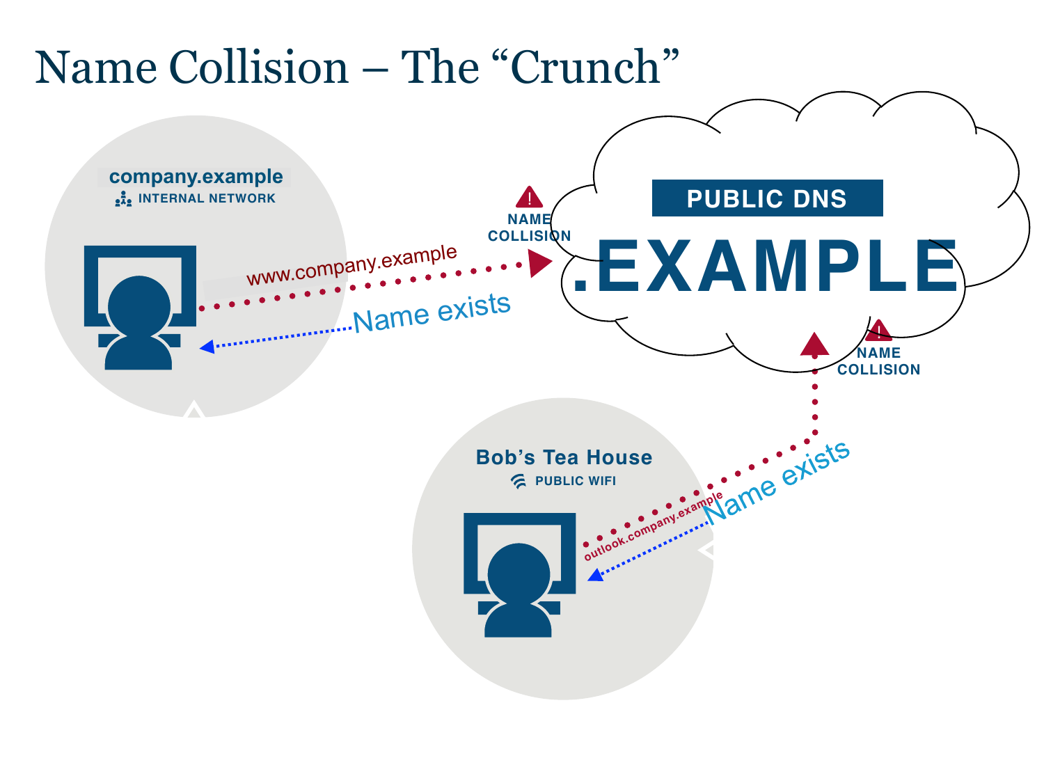# Name Collision – The "Crunch"

company.example
INTERNAL NETWORK

www.company.example

Name exists

NAME COLLISION

PUBLIC DNS

.EXAMPLE

NAME COLLISION

Bob's Tea House
PUBLIC WIFI

outlook.company.example

Name exists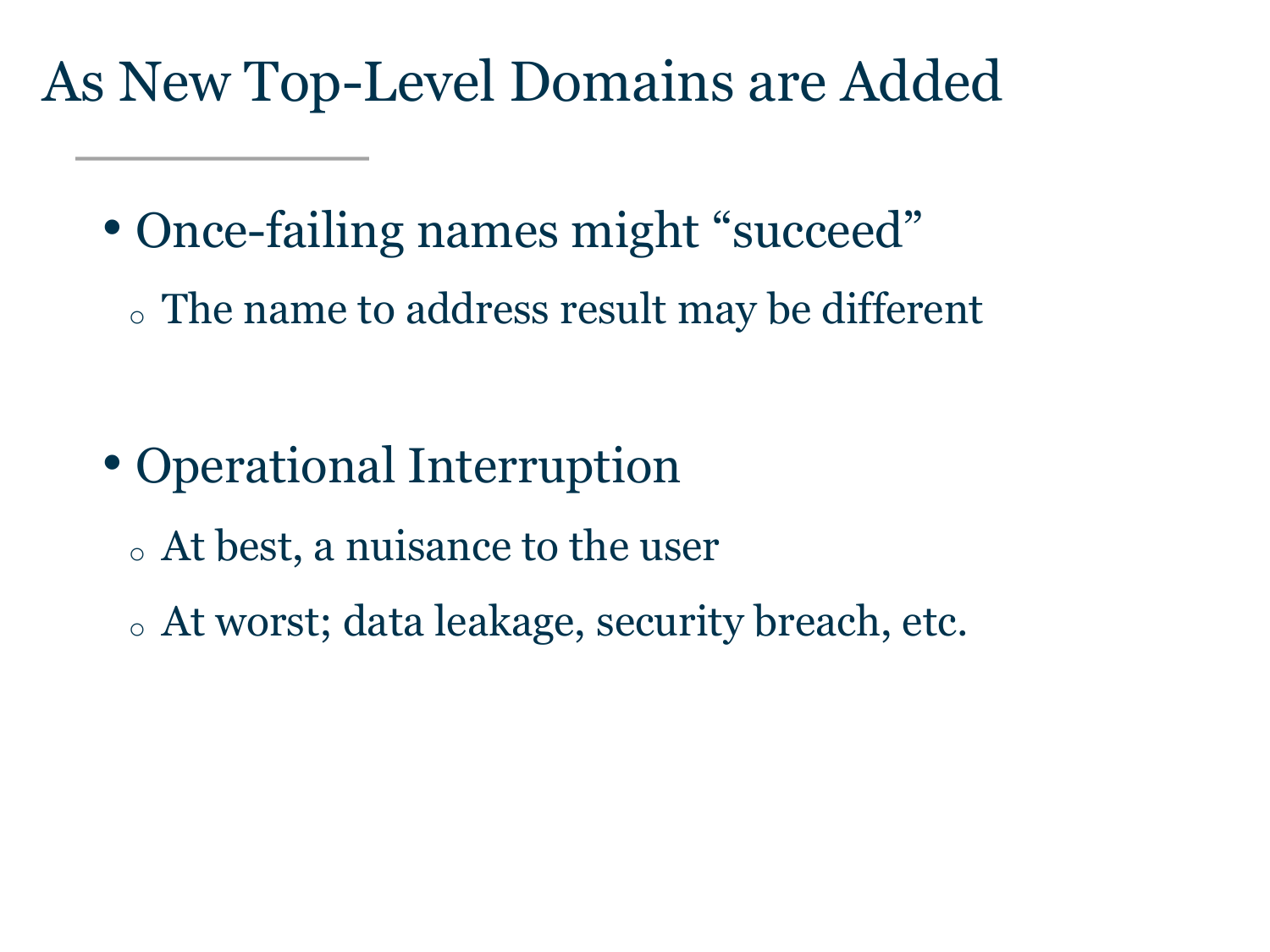# As New Top-Level Domains are Added

- Once-failing names might “succeed”
  - The name to address result may be different

- Operational Interruption
  - At best, a nuisance to the user
  - At worst; data leakage, security breach, etc.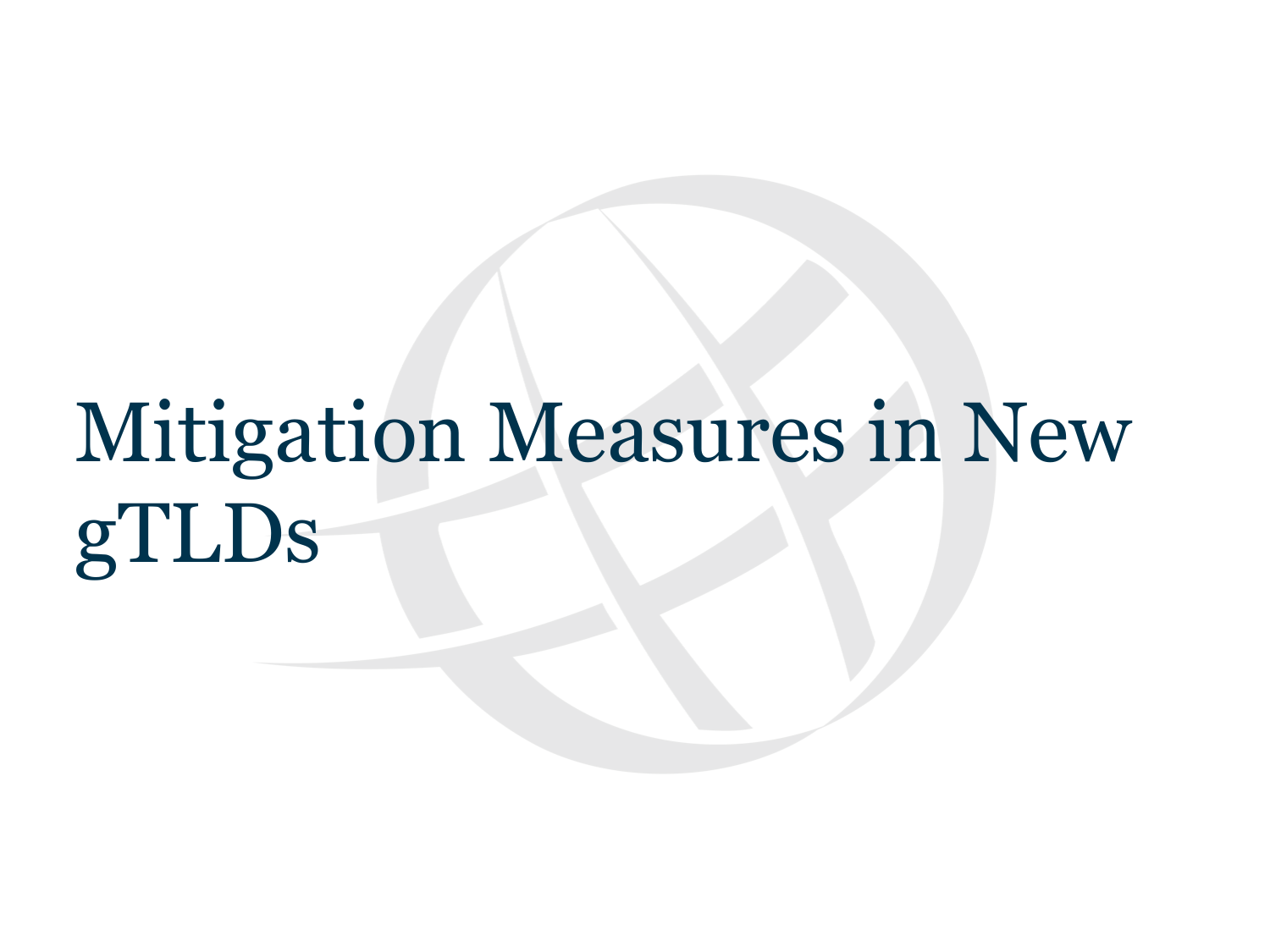# Mitigation Measures in New gTLDs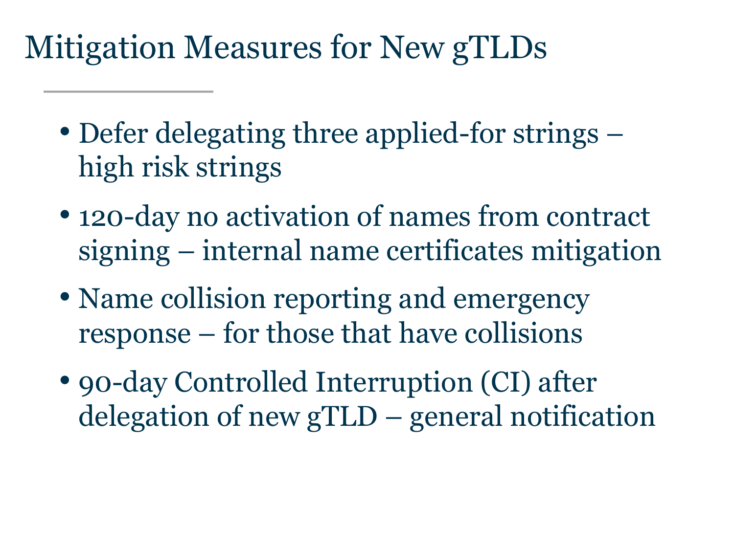# Mitigation Measures for New gTLDs

- Defer delegating three applied-for strings – high risk strings
- 120-day no activation of names from contract signing – internal name certificates mitigation
- Name collision reporting and emergency response – for those that have collisions
- 90-day Controlled Interruption (CI) after delegation of new gTLD – general notification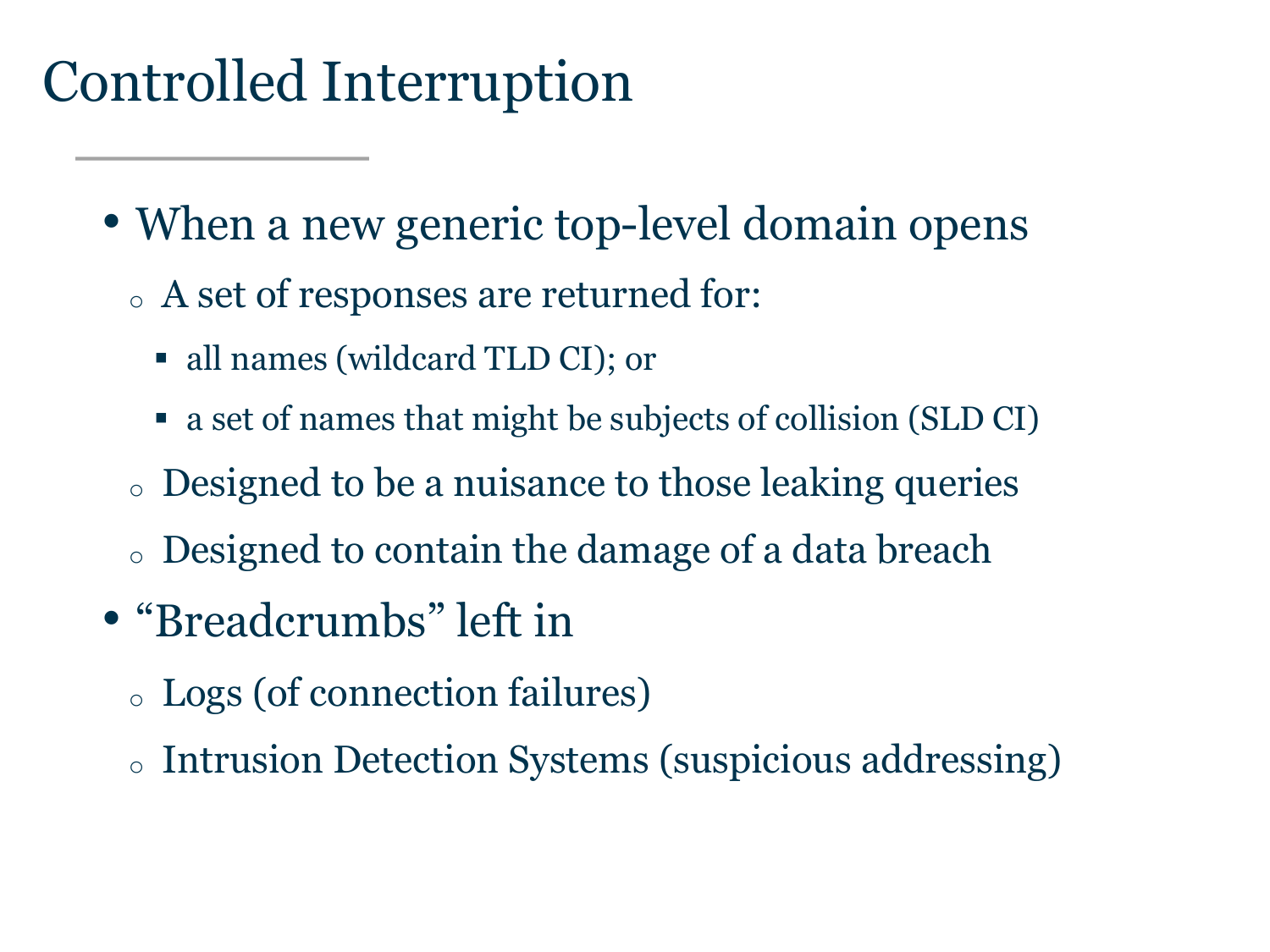# Controlled Interruption

- When a new generic top-level domain opens
  - A set of responses are returned for:
    - all names (wildcard TLD CI); or
    - a set of names that might be subjects of collision (SLD CI)
  - Designed to be a nuisance to those leaking queries
  - Designed to contain the damage of a data breach
- "Breadcrumbs" left in
  - Logs (of connection failures)
  - Intrusion Detection Systems (suspicious addressing)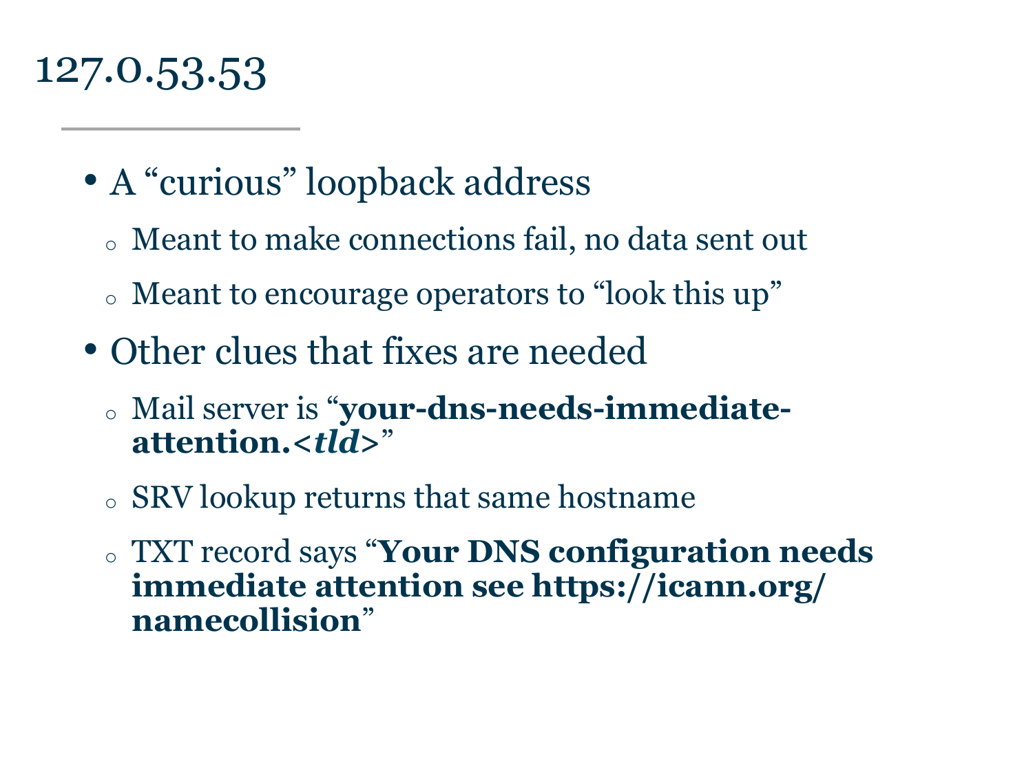# 127.0.53.53

- A “curious” loopback address
  - Meant to make connections fail, no data sent out
  - Meant to encourage operators to “look this up”
- Other clues that fixes are needed
  - Mail server is “**your-dns-needs-immediate-attention.<*tld*>**”
  - SRV lookup returns that same hostname
  - TXT record says “**Your DNS configuration needs immediate attention see https://icann.org/namecollision**”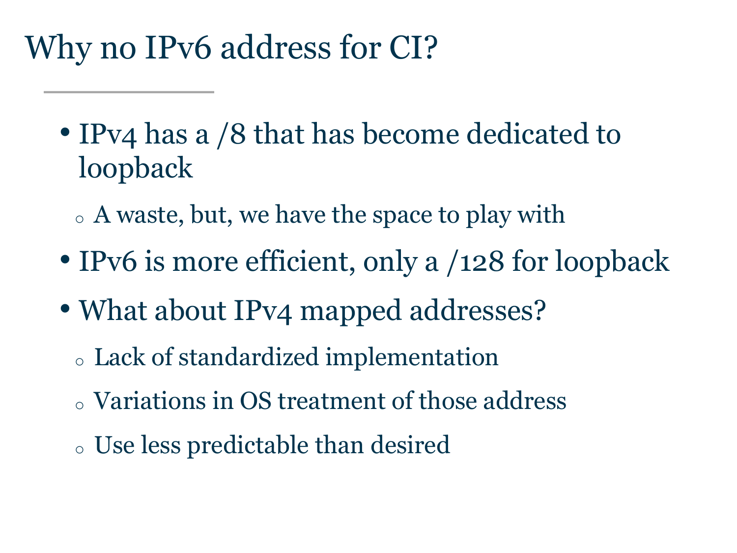# Why no IPv6 address for CI?

- IPv4 has a /8 that has become dedicated to loopback
  - A waste, but, we have the space to play with
- IPv6 is more efficient, only a /128 for loopback
- What about IPv4 mapped addresses?
  - Lack of standardized implementation
  - Variations in OS treatment of those address
  - Use less predictable than desired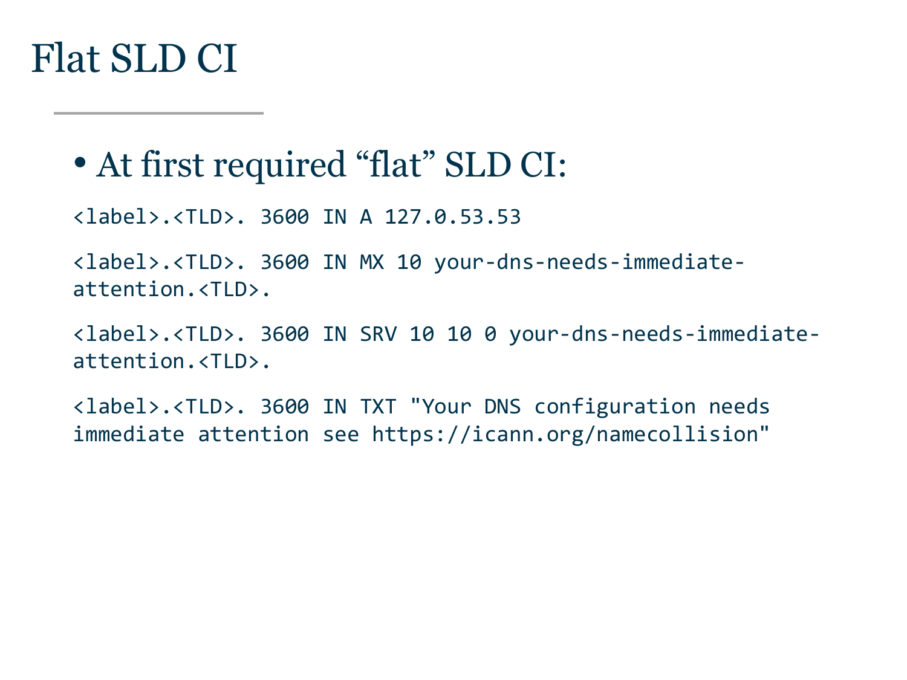# Flat SLD CI

- At first required "flat" SLD CI:

```
<label>.<TLD>. 3600 IN A 127.0.53.53

<label>.<TLD>. 3600 IN MX 10 your-dns-needs-immediate-attention.<TLD>.

<label>.<TLD>. 3600 IN SRV 10 10 0 your-dns-needs-immediate-attention.<TLD>.

<label>.<TLD>. 3600 IN TXT "Your DNS configuration needs immediate attention see https://icann.org/namecollision"
```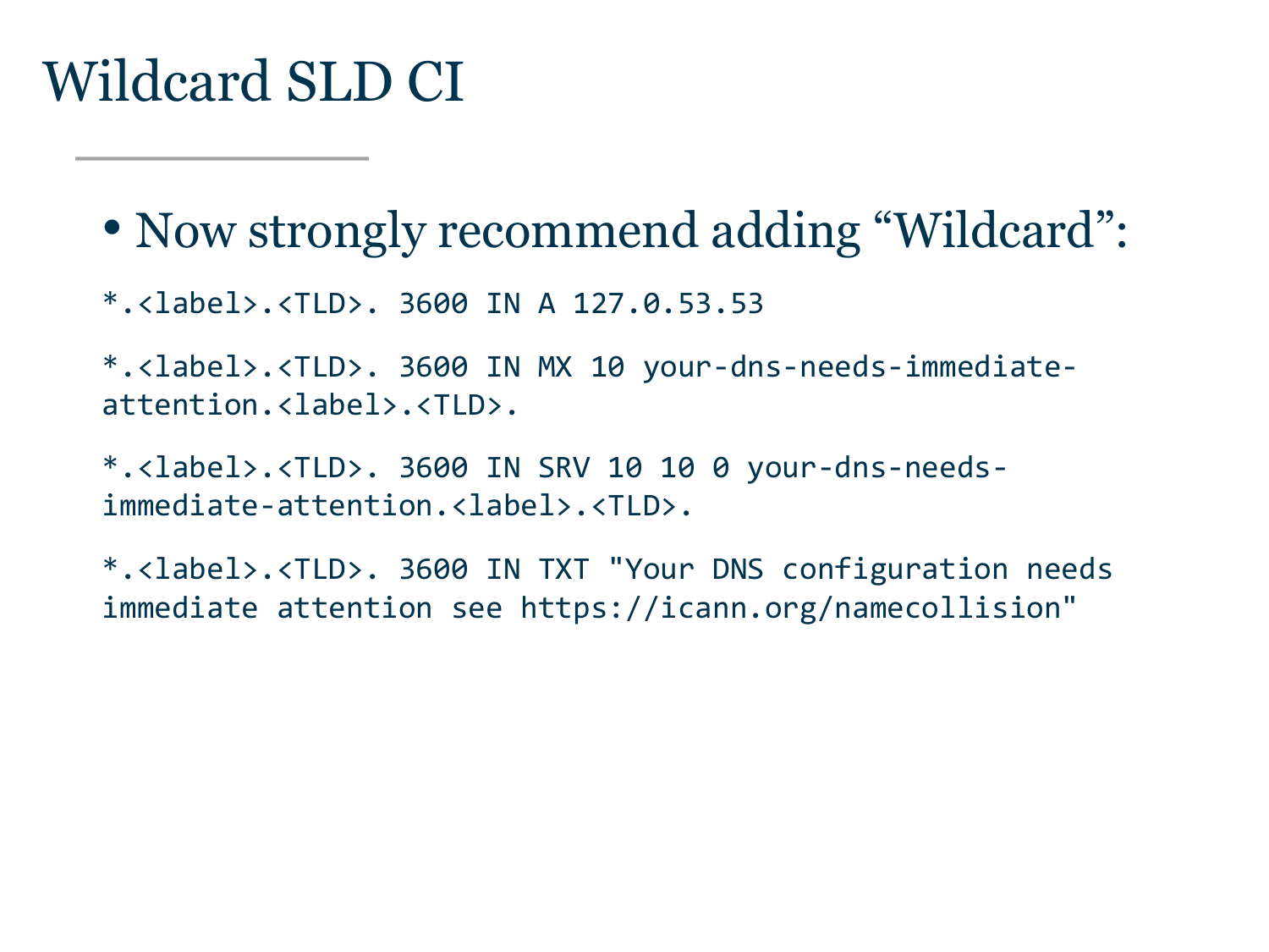# Wildcard SLD CI

- Now strongly recommend adding “Wildcard”:

```
*.<label>.<TLD>. 3600 IN A 127.0.53.53

*.<label>.<TLD>. 3600 IN MX 10 your-dns-needs-immediate-attention.<label>.<TLD>.

*.<label>.<TLD>. 3600 IN SRV 10 10 0 your-dns-needs-immediate-attention.<label>.<TLD>.

*.<label>.<TLD>. 3600 IN TXT "Your DNS configuration needs immediate attention see https://icann.org/namecollision"
```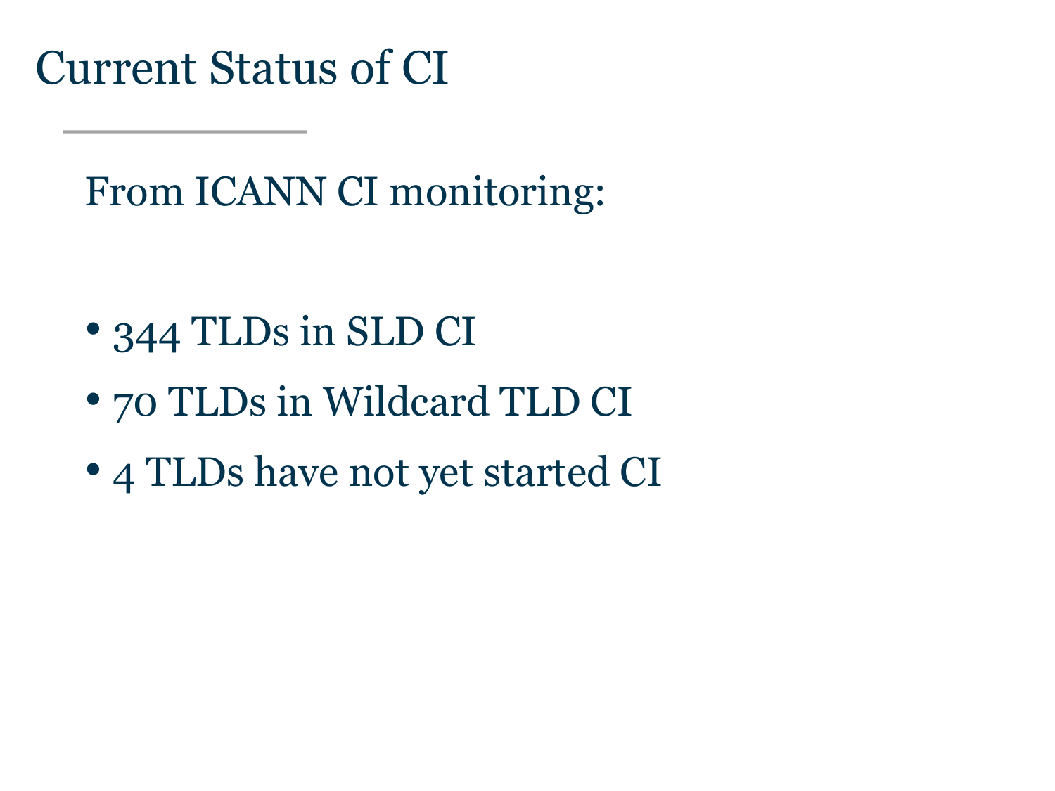# Current Status of CI

From ICANN CI monitoring:

- 344 TLDs in SLD CI
- 70 TLDs in Wildcard TLD CI
- 4 TLDs have not yet started CI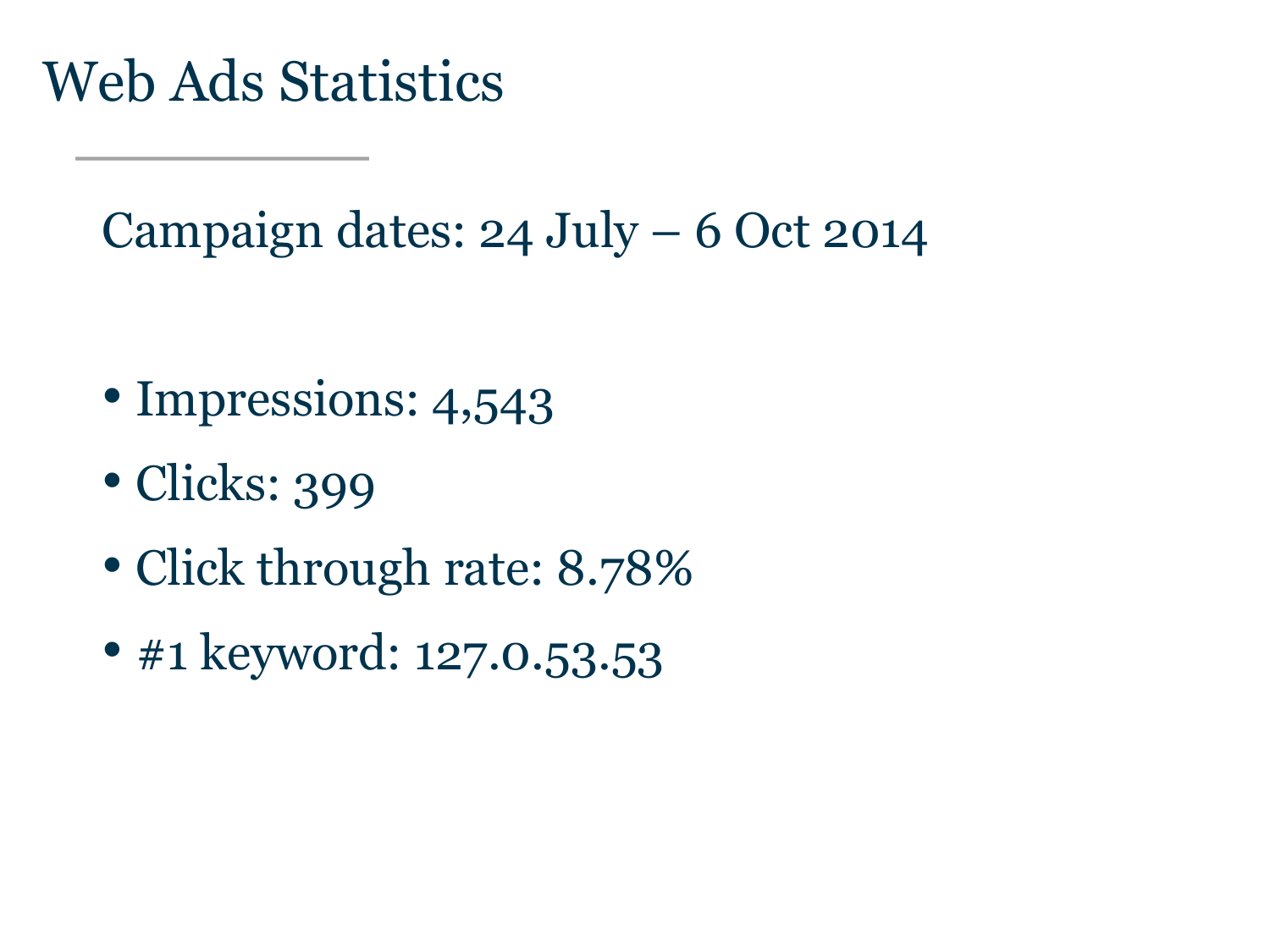# Web Ads Statistics

Campaign dates: 24 July – 6 Oct 2014

- Impressions: 4,543
- Clicks: 399
- Click through rate: 8.78%
- #1 keyword: 127.0.53.53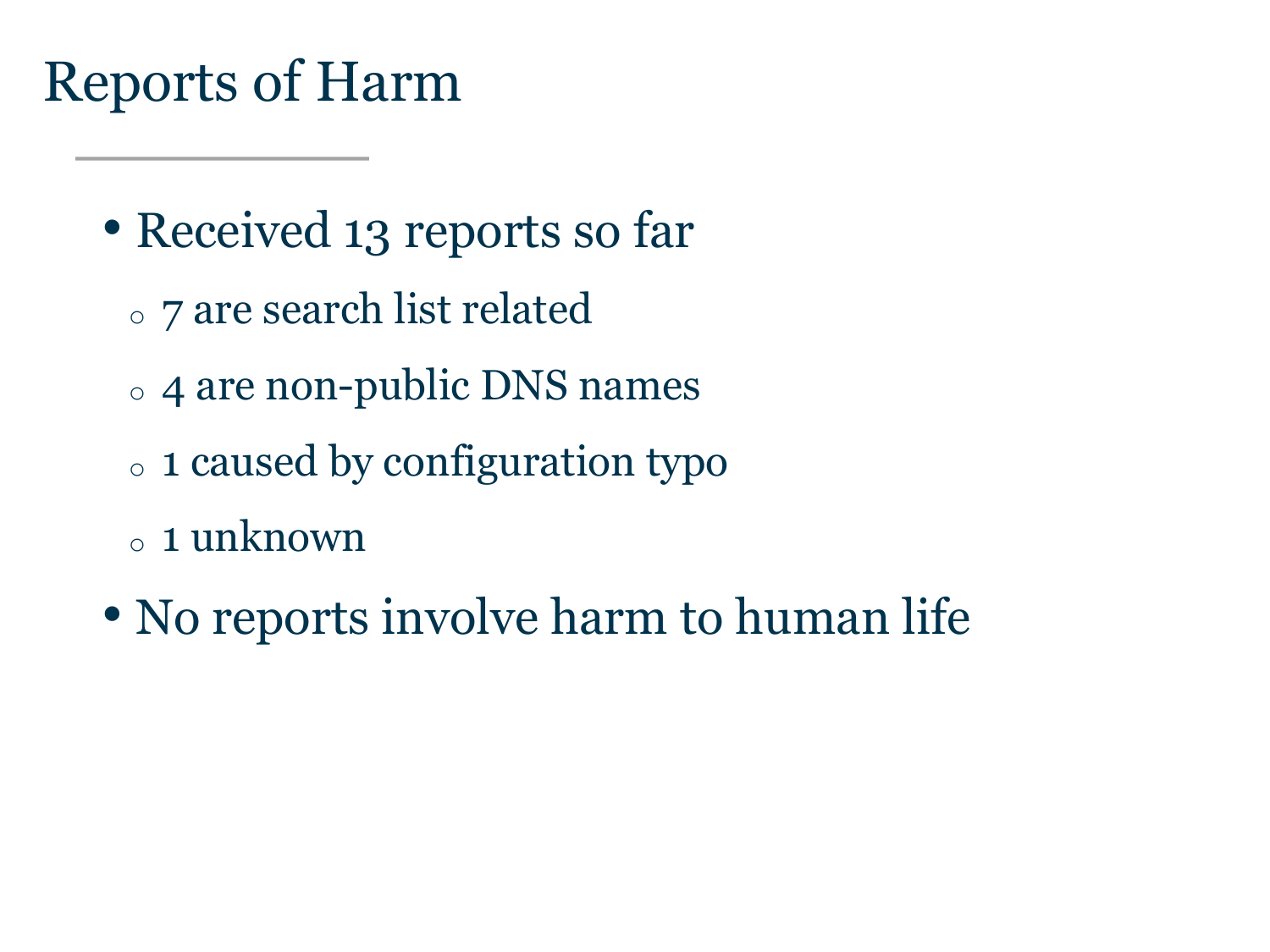# Reports of Harm

- Received 13 reports so far
  - 7 are search list related
  - 4 are non-public DNS names
  - 1 caused by configuration typo
  - 1 unknown
- No reports involve harm to human life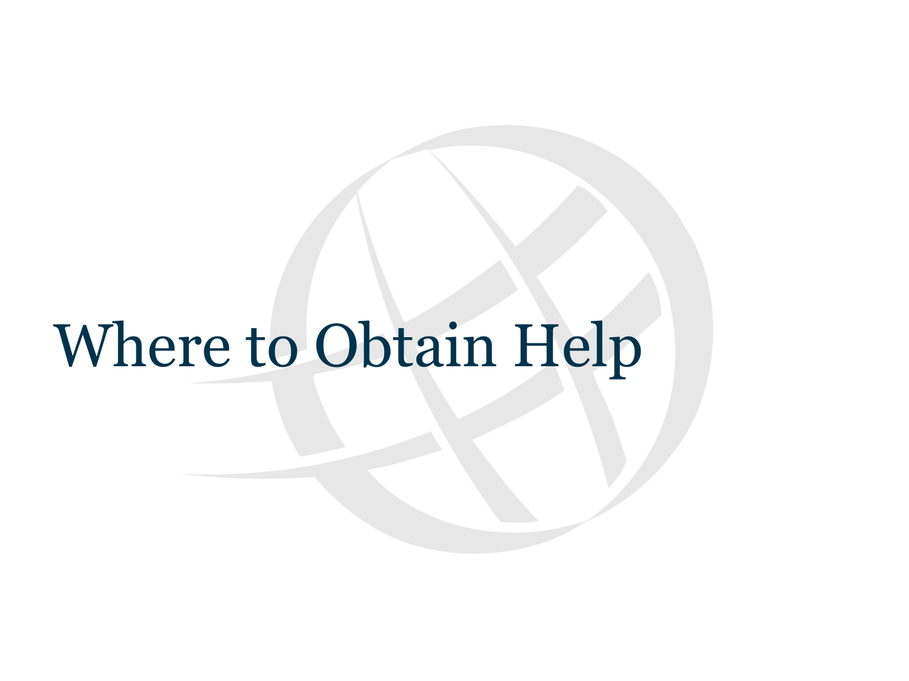# Where to Obtain Help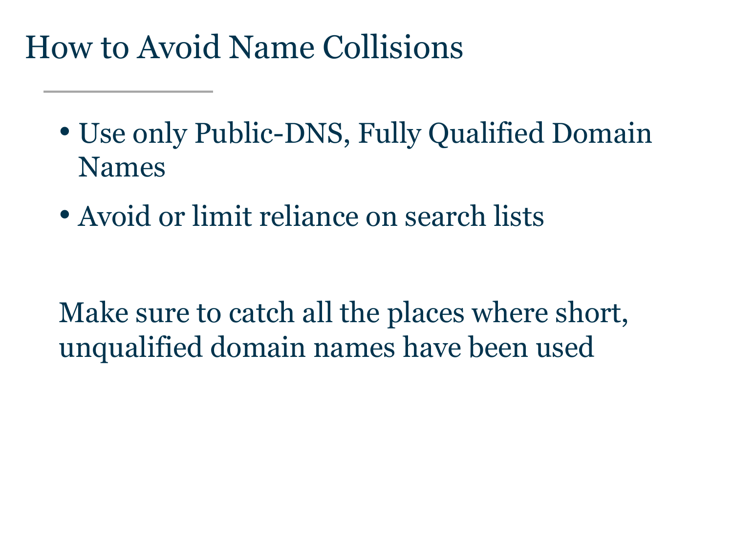# How to Avoid Name Collisions

- Use only Public-DNS, Fully Qualified Domain Names
- Avoid or limit reliance on search lists

Make sure to catch all the places where short, unqualified domain names have been used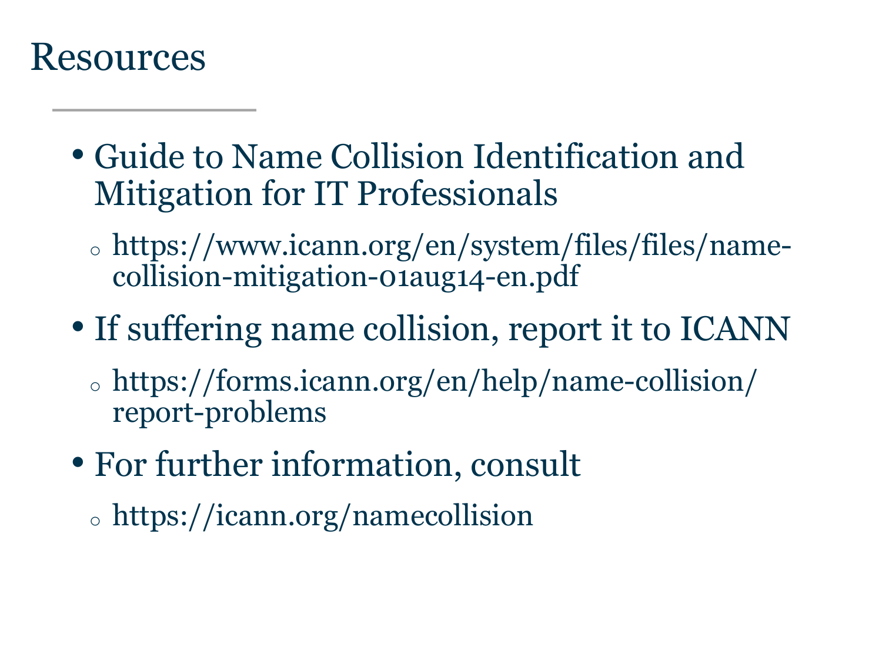# Resources

- Guide to Name Collision Identification and Mitigation for IT Professionals
  - https://www.icann.org/en/system/files/files/name-collision-mitigation-01aug14-en.pdf
- If suffering name collision, report it to ICANN
  - https://forms.icann.org/en/help/name-collision/report-problems
- For further information, consult
  - https://icann.org/namecollision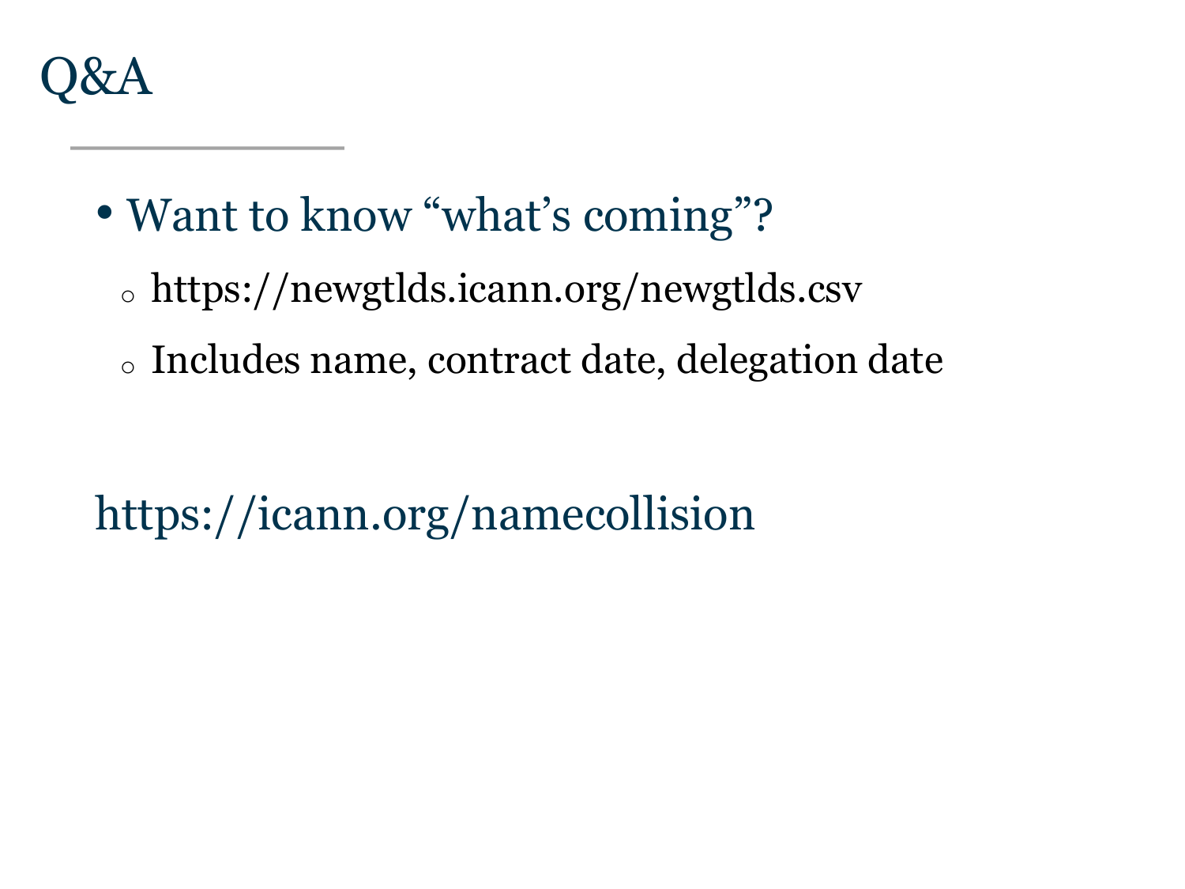# Q&A

- Want to know "what's coming"?
  - https://newgtlds.icann.org/newgtlds.csv
  - Includes name, contract date, delegation date

https://icann.org/namecollision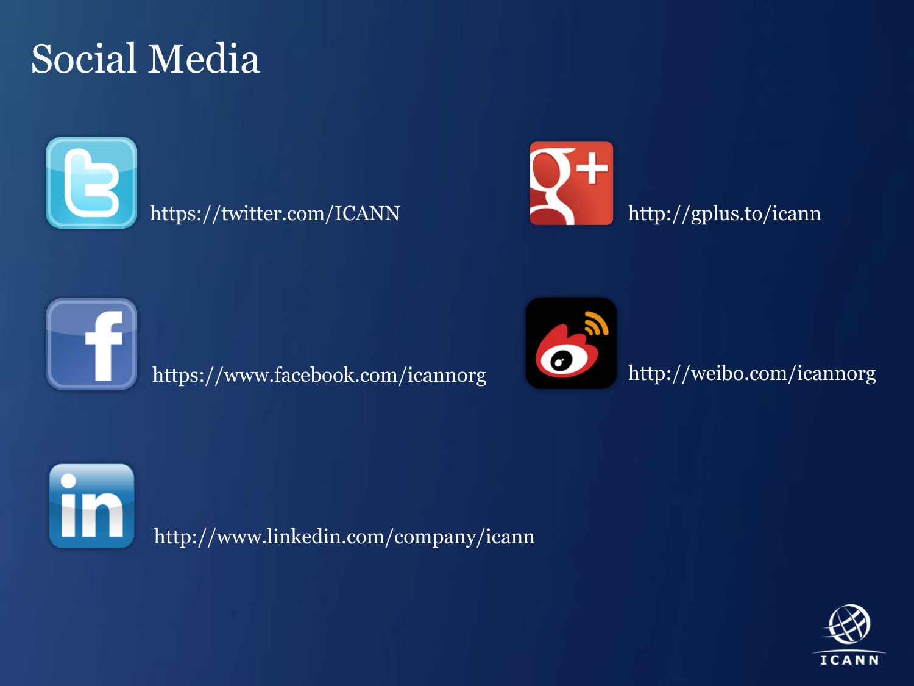# Social Media

https://twitter.com/ICANN

http://gplus.to/icann

https://www.facebook.com/icannorg

http://weibo.com/icannorg

http://www.linkedin.com/company/icann